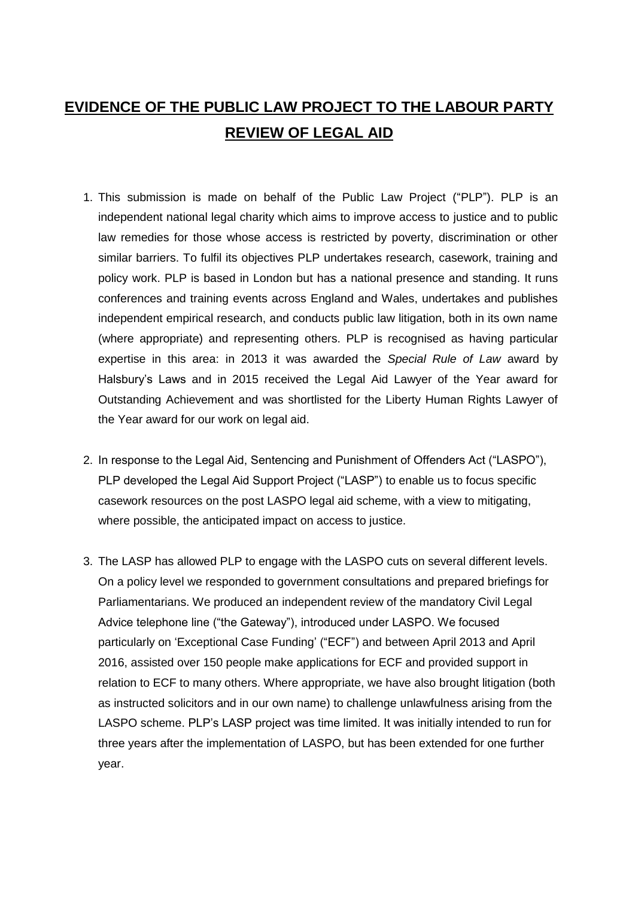# **EVIDENCE OF THE PUBLIC LAW PROJECT TO THE LABOUR PARTY REVIEW OF LEGAL AID**

1. This submission is made on behalf of the Public Law Project ("PLP"). PLP is an independent national legal charity which aims to improve access to justice and to public law remedies for those whose access is restricted by poverty, discrimination or other similar barriers. To fulfil its objectives PLP undertakes research, casework, training and policy work. PLP is based in London but has a national presence and standing. It runs conferences and training events across England and Wales, undertakes and publishes independent empirical research, and conducts public law litigation, both in its own name (where appropriate) and representing others. PLP is recognised as having particular expertise in this area: in 2013 it was awarded the *Special Rule of Law* award by Halsbury's Laws and in 2015 received the Legal Aid Lawyer of the Year award for Outstanding Achievement and was shortlisted for the Liberty Human Rights Lawyer of the Year award for our work on legal aid.

2. In response to the Legal Aid, Sentencing and Punishment of Offenders Act ("LASPO"), PLP developed the Legal Aid Support Project ("LASP") to enable us to focus specific casework resources on the post LASPO legal aid scheme, with a view to mitigating, where possible, the anticipated impact on access to justice.

3. The LASP has allowed PLP to engage with the LASPO cuts on several different levels. On a policy level we responded to government consultations and prepared briefings for Parliamentarians. We produced an independent review of the mandatory Civil Legal Advice telephone line ("the Gateway"), introduced under LASPO. We focused particularly on 'Exceptional Case Funding' ("ECF") and between April 2013 and April 2016, assisted over 150 people make applications for ECF and provided support in relation to ECF to many others. Where appropriate, we have also brought litigation (both as instructed solicitors and in our own name) to challenge unlawfulness arising from the LASPO scheme. PLP's LASP project was time limited. It was initially intended to run for three years after the implementation of LASPO, but has been extended for one further year.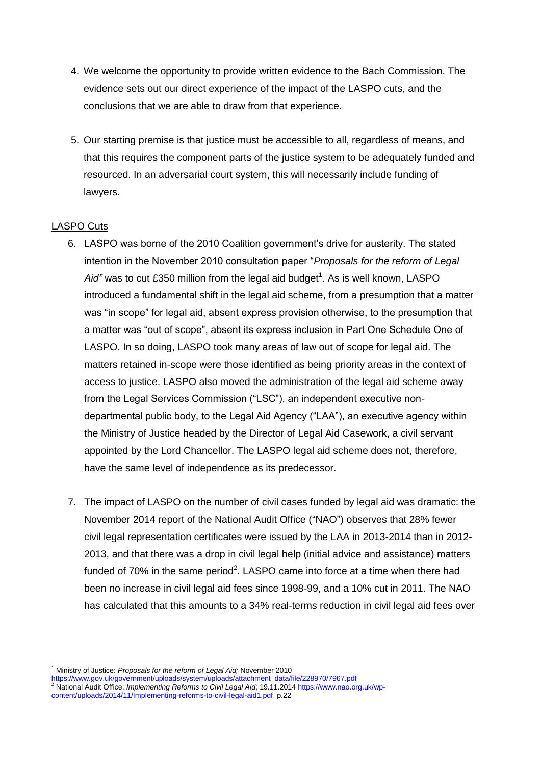4. We welcome the opportunity to provide written evidence to the Bach Commission. The evidence sets out our direct experience of the impact of the LASPO cuts, and the conclusions that we are able to draw from that experience.

5. Our starting premise is that justice must be accessible to all, regardless of means, and that this requires the component parts of the justice system to be adequately funded and resourced. In an adversarial court system, this will necessarily include funding of lawyers.

<u>LASPO Cuts</u>

6. LASPO was borne of the 2010 Coalition government's drive for austerity. The stated intention in the November 2010 consultation paper "*Proposals for the reform of Legal Aid"* was to cut £350 million from the legal aid budget[1]. As is well known, LASPO introduced a fundamental shift in the legal aid scheme, from a presumption that a matter was "in scope" for legal aid, absent express provision otherwise, to the presumption that a matter was "out of scope", absent its express inclusion in Part One Schedule One of LASPO. In so doing, LASPO took many areas of law out of scope for legal aid. The matters retained in-scope were those identified as being priority areas in the context of access to justice. LASPO also moved the administration of the legal aid scheme away from the Legal Services Commission ("LSC"), an independent executive non-departmental public body, to the Legal Aid Agency ("LAA"), an executive agency within the Ministry of Justice headed by the Director of Legal Aid Casework, a civil servant appointed by the Lord Chancellor. The LASPO legal aid scheme does not, therefore, have the same level of independence as its predecessor.

7. The impact of LASPO on the number of civil cases funded by legal aid was dramatic: the November 2014 report of the National Audit Office ("NAO") observes that 28% fewer civil legal representation certificates were issued by the LAA in 2013-2014 than in 2012-2013, and that there was a drop in civil legal help (initial advice and assistance) matters funded of 70% in the same period[2]. LASPO came into force at a time when there had been no increase in civil legal aid fees since 1998-99, and a 10% cut in 2011. The NAO has calculated that this amounts to a 34% real-terms reduction in civil legal aid fees over

---

[1] Ministry of Justice: *Proposals for the reform of Legal Aid;* November 2010 https://www.gov.uk/government/uploads/system/uploads/attachment_data/file/228970/7967.pdf

[2] National Audit Office: *Implementing Reforms to Civil Legal Aid*; 19.11.2014 https://www.nao.org.uk/wp-content/uploads/2014/11/Implementing-reforms-to-civil-legal-aid1.pdf p.22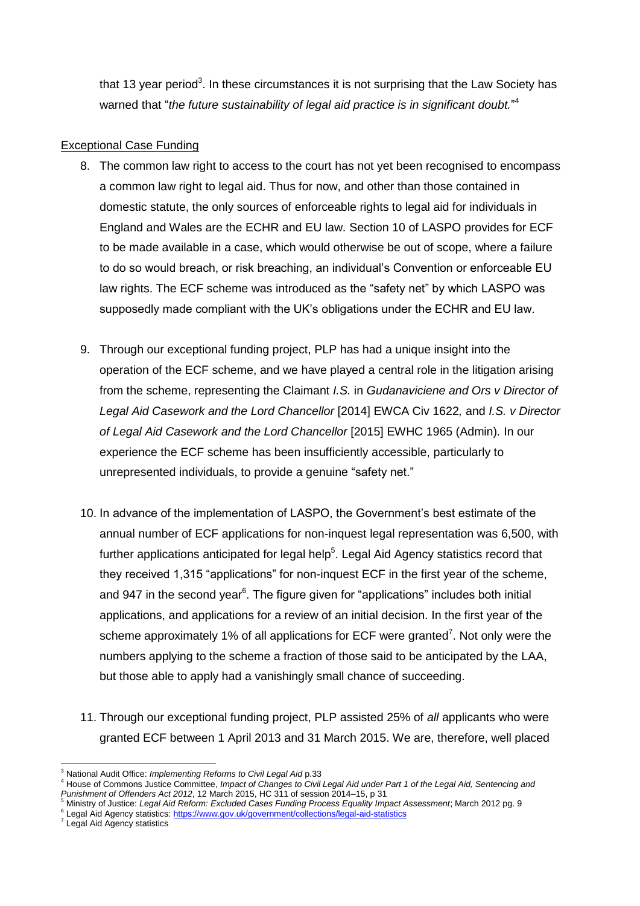that 13 year period[3]. In these circumstances it is not surprising that the Law Society has warned that "*the future sustainability of legal aid practice is in significant doubt.*"[4]

Exceptional Case Funding

8. The common law right to access to the court has not yet been recognised to encompass a common law right to legal aid. Thus for now, and other than those contained in domestic statute, the only sources of enforceable rights to legal aid for individuals in England and Wales are the ECHR and EU law. Section 10 of LASPO provides for ECF to be made available in a case, which would otherwise be out of scope, where a failure to do so would breach, or risk breaching, an individual's Convention or enforceable EU law rights. The ECF scheme was introduced as the "safety net" by which LASPO was supposedly made compliant with the UK's obligations under the ECHR and EU law.

9. Through our exceptional funding project, PLP has had a unique insight into the operation of the ECF scheme, and we have played a central role in the litigation arising from the scheme, representing the Claimant *I.S.* in *Gudanaviciene and Ors v Director of Legal Aid Casework and the Lord Chancellor* [2014] EWCA Civ 1622*,* and *I.S. v Director of Legal Aid Casework and the Lord Chancellor* [2015] EWHC 1965 (Admin)*.* In our experience the ECF scheme has been insufficiently accessible, particularly to unrepresented individuals, to provide a genuine "safety net."

10. In advance of the implementation of LASPO, the Government's best estimate of the annual number of ECF applications for non-inquest legal representation was 6,500, with further applications anticipated for legal help[5]. Legal Aid Agency statistics record that they received 1,315 "applications" for non-inquest ECF in the first year of the scheme, and 947 in the second year[6]. The figure given for "applications" includes both initial applications, and applications for a review of an initial decision. In the first year of the scheme approximately 1% of all applications for ECF were granted[7]. Not only were the numbers applying to the scheme a fraction of those said to be anticipated by the LAA, but those able to apply had a vanishingly small chance of succeeding.

11. Through our exceptional funding project, PLP assisted 25% of *all* applicants who were granted ECF between 1 April 2013 and 31 March 2015. We are, therefore, well placed

---

[3] National Audit Office: *Implementing Reforms to Civil Legal Aid* p.33

[4] House of Commons Justice Committee, *Impact of Changes to Civil Legal Aid under Part 1 of the Legal Aid, Sentencing and Punishment of Offenders Act 2012*, 12 March 2015, HC 311 of session 2014–15, p 31

[5] Ministry of Justice: *Legal Aid Reform: Excluded Cases Funding Process Equality Impact Assessment*; March 2012 pg. 9

[6] Legal Aid Agency statistics: https://www.gov.uk/government/collections/legal-aid-statistics

[7] Legal Aid Agency statistics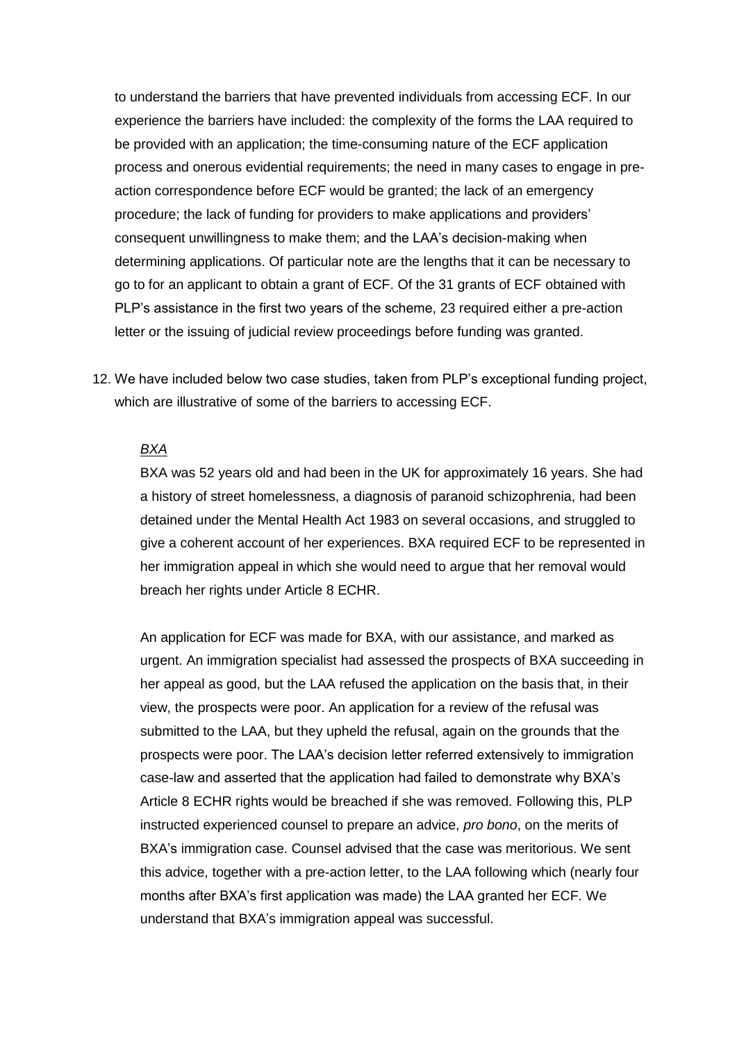to understand the barriers that have prevented individuals from accessing ECF. In our experience the barriers have included: the complexity of the forms the LAA required to be provided with an application; the time-consuming nature of the ECF application process and onerous evidential requirements; the need in many cases to engage in pre-action correspondence before ECF would be granted; the lack of an emergency procedure; the lack of funding for providers to make applications and providers' consequent unwillingness to make them; and the LAA's decision-making when determining applications. Of particular note are the lengths that it can be necessary to go to for an applicant to obtain a grant of ECF. Of the 31 grants of ECF obtained with PLP's assistance in the first two years of the scheme, 23 required either a pre-action letter or the issuing of judicial review proceedings before funding was granted.

12. We have included below two case studies, taken from PLP's exceptional funding project, which are illustrative of some of the barriers to accessing ECF.

*BXA*

BXA was 52 years old and had been in the UK for approximately 16 years. She had a history of street homelessness, a diagnosis of paranoid schizophrenia, had been detained under the Mental Health Act 1983 on several occasions, and struggled to give a coherent account of her experiences. BXA required ECF to be represented in her immigration appeal in which she would need to argue that her removal would breach her rights under Article 8 ECHR.

An application for ECF was made for BXA, with our assistance, and marked as urgent. An immigration specialist had assessed the prospects of BXA succeeding in her appeal as good, but the LAA refused the application on the basis that, in their view, the prospects were poor. An application for a review of the refusal was submitted to the LAA, but they upheld the refusal, again on the grounds that the prospects were poor. The LAA's decision letter referred extensively to immigration case-law and asserted that the application had failed to demonstrate why BXA's Article 8 ECHR rights would be breached if she was removed. Following this, PLP instructed experienced counsel to prepare an advice, *pro bono*, on the merits of BXA's immigration case. Counsel advised that the case was meritorious. We sent this advice, together with a pre-action letter, to the LAA following which (nearly four months after BXA's first application was made) the LAA granted her ECF. We understand that BXA's immigration appeal was successful.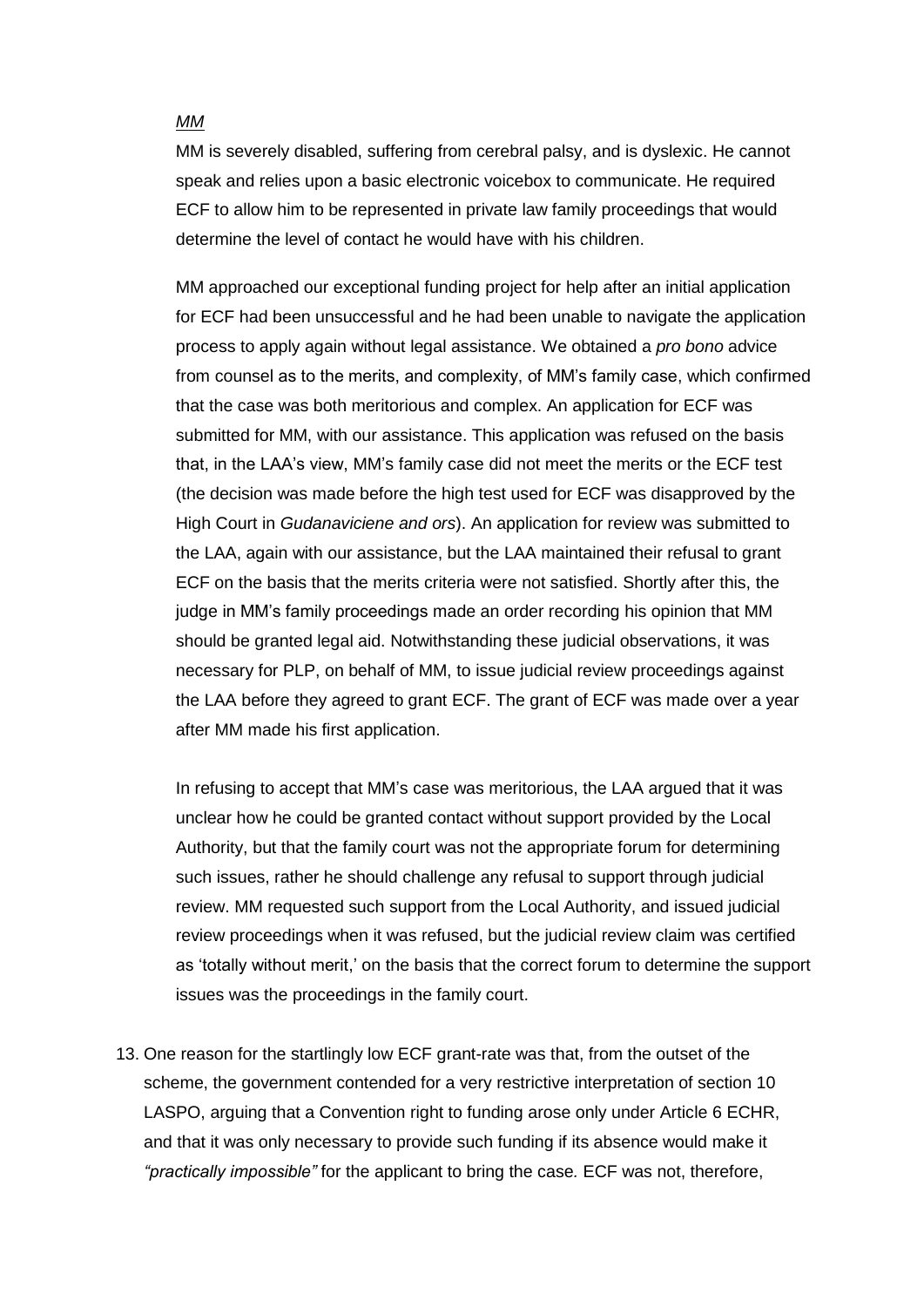*MM*

MM is severely disabled, suffering from cerebral palsy, and is dyslexic. He cannot speak and relies upon a basic electronic voicebox to communicate. He required ECF to allow him to be represented in private law family proceedings that would determine the level of contact he would have with his children.

MM approached our exceptional funding project for help after an initial application for ECF had been unsuccessful and he had been unable to navigate the application process to apply again without legal assistance. We obtained a *pro bono* advice from counsel as to the merits, and complexity, of MM's family case, which confirmed that the case was both meritorious and complex. An application for ECF was submitted for MM, with our assistance. This application was refused on the basis that, in the LAA's view, MM's family case did not meet the merits or the ECF test (the decision was made before the high test used for ECF was disapproved by the High Court in *Gudanaviciene and ors*). An application for review was submitted to the LAA, again with our assistance, but the LAA maintained their refusal to grant ECF on the basis that the merits criteria were not satisfied. Shortly after this, the judge in MM's family proceedings made an order recording his opinion that MM should be granted legal aid. Notwithstanding these judicial observations, it was necessary for PLP, on behalf of MM, to issue judicial review proceedings against the LAA before they agreed to grant ECF. The grant of ECF was made over a year after MM made his first application.

In refusing to accept that MM's case was meritorious, the LAA argued that it was unclear how he could be granted contact without support provided by the Local Authority, but that the family court was not the appropriate forum for determining such issues, rather he should challenge any refusal to support through judicial review. MM requested such support from the Local Authority, and issued judicial review proceedings when it was refused, but the judicial review claim was certified as 'totally without merit,' on the basis that the correct forum to determine the support issues was the proceedings in the family court.

13. One reason for the startlingly low ECF grant-rate was that, from the outset of the scheme, the government contended for a very restrictive interpretation of section 10 LASPO, arguing that a Convention right to funding arose only under Article 6 ECHR, and that it was only necessary to provide such funding if its absence would make it *"practically impossible"* for the applicant to bring the case. ECF was not, therefore,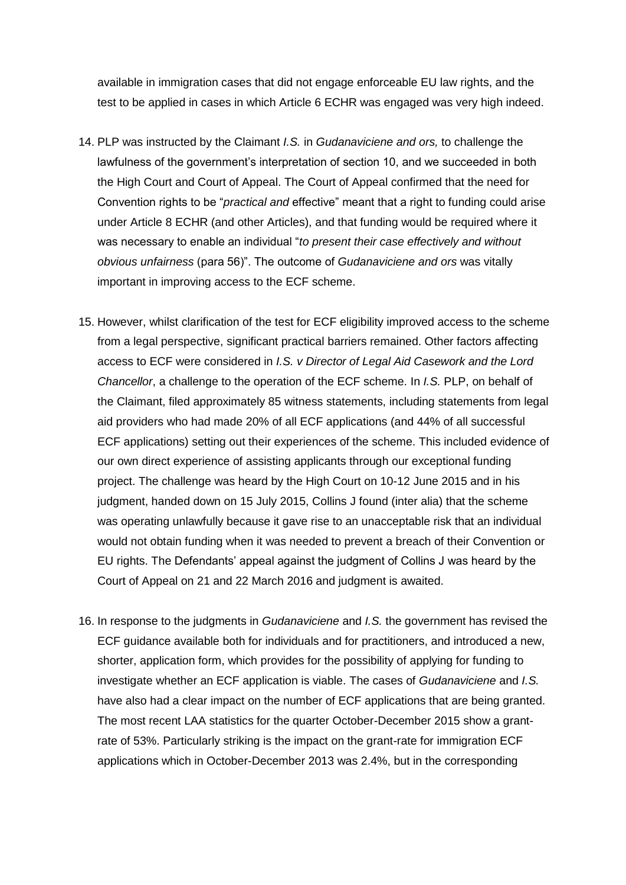available in immigration cases that did not engage enforceable EU law rights, and the test to be applied in cases in which Article 6 ECHR was engaged was very high indeed.

14. PLP was instructed by the Claimant *I.S.* in *Gudanaviciene and ors,* to challenge the lawfulness of the government's interpretation of section 10, and we succeeded in both the High Court and Court of Appeal. The Court of Appeal confirmed that the need for Convention rights to be "*practical and* effective" meant that a right to funding could arise under Article 8 ECHR (and other Articles), and that funding would be required where it was necessary to enable an individual "*to present their case effectively and without obvious unfairness* (para 56)". The outcome of *Gudanaviciene and ors* was vitally important in improving access to the ECF scheme.

15. However, whilst clarification of the test for ECF eligibility improved access to the scheme from a legal perspective, significant practical barriers remained. Other factors affecting access to ECF were considered in *I.S. v Director of Legal Aid Casework and the Lord Chancellor*, a challenge to the operation of the ECF scheme. In *I.S.* PLP, on behalf of the Claimant, filed approximately 85 witness statements, including statements from legal aid providers who had made 20% of all ECF applications (and 44% of all successful ECF applications) setting out their experiences of the scheme. This included evidence of our own direct experience of assisting applicants through our exceptional funding project. The challenge was heard by the High Court on 10-12 June 2015 and in his judgment, handed down on 15 July 2015, Collins J found (inter alia) that the scheme was operating unlawfully because it gave rise to an unacceptable risk that an individual would not obtain funding when it was needed to prevent a breach of their Convention or EU rights. The Defendants' appeal against the judgment of Collins J was heard by the Court of Appeal on 21 and 22 March 2016 and judgment is awaited.

16. In response to the judgments in *Gudanaviciene* and *I.S.* the government has revised the ECF guidance available both for individuals and for practitioners, and introduced a new, shorter, application form, which provides for the possibility of applying for funding to investigate whether an ECF application is viable. The cases of *Gudanaviciene* and *I.S.* have also had a clear impact on the number of ECF applications that are being granted. The most recent LAA statistics for the quarter October-December 2015 show a grant-rate of 53%. Particularly striking is the impact on the grant-rate for immigration ECF applications which in October-December 2013 was 2.4%, but in the corresponding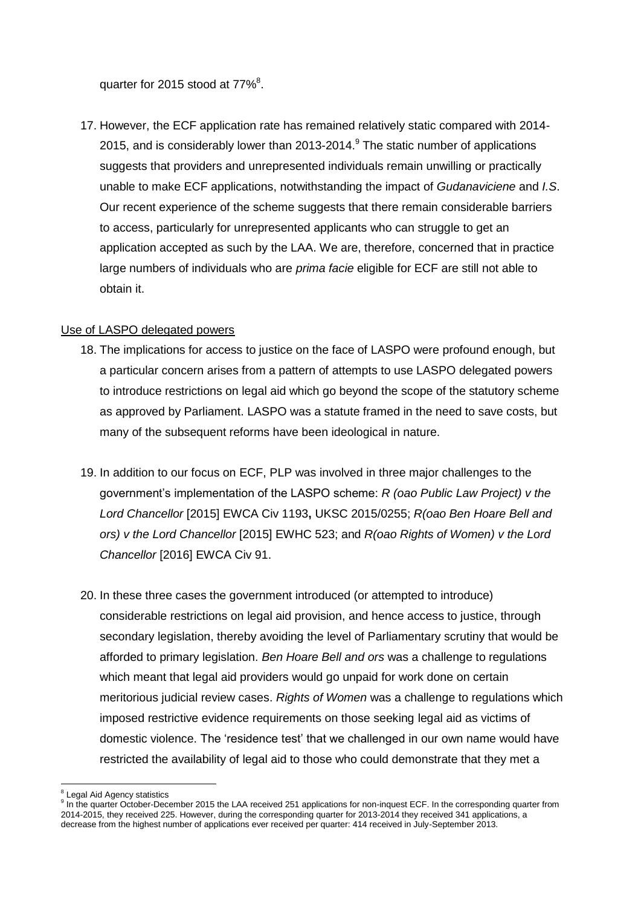quarter for 2015 stood at 77%[8].

17. However, the ECF application rate has remained relatively static compared with 2014-2015, and is considerably lower than 2013-2014.[9] The static number of applications suggests that providers and unrepresented individuals remain unwilling or practically unable to make ECF applications, notwithstanding the impact of *Gudanaviciene* and *I.S*. Our recent experience of the scheme suggests that there remain considerable barriers to access, particularly for unrepresented applicants who can struggle to get an application accepted as such by the LAA. We are, therefore, concerned that in practice large numbers of individuals who are *prima facie* eligible for ECF are still not able to obtain it.

<u>Use of LASPO delegated powers</u>

18. The implications for access to justice on the face of LASPO were profound enough, but a particular concern arises from a pattern of attempts to use LASPO delegated powers to introduce restrictions on legal aid which go beyond the scope of the statutory scheme as approved by Parliament. LASPO was a statute framed in the need to save costs, but many of the subsequent reforms have been ideological in nature.

19. In addition to our focus on ECF, PLP was involved in three major challenges to the government's implementation of the LASPO scheme: *R (oao Public Law Project) v the Lord Chancellor* [2015] EWCA Civ 1193**,** UKSC 2015/0255; *R(oao Ben Hoare Bell and ors) v the Lord Chancellor* [2015] EWHC 523; and *R(oao Rights of Women) v the Lord Chancellor* [2016] EWCA Civ 91.

20. In these three cases the government introduced (or attempted to introduce) considerable restrictions on legal aid provision, and hence access to justice, through secondary legislation, thereby avoiding the level of Parliamentary scrutiny that would be afforded to primary legislation. *Ben Hoare Bell and ors* was a challenge to regulations which meant that legal aid providers would go unpaid for work done on certain meritorious judicial review cases. *Rights of Women* was a challenge to regulations which imposed restrictive evidence requirements on those seeking legal aid as victims of domestic violence. The 'residence test' that we challenged in our own name would have restricted the availability of legal aid to those who could demonstrate that they met a

---

[8] Legal Aid Agency statistics

[9] In the quarter October-December 2015 the LAA received 251 applications for non-inquest ECF. In the corresponding quarter from 2014-2015, they received 225. However, during the corresponding quarter for 2013-2014 they received 341 applications, a decrease from the highest number of applications ever received per quarter: 414 received in July-September 2013.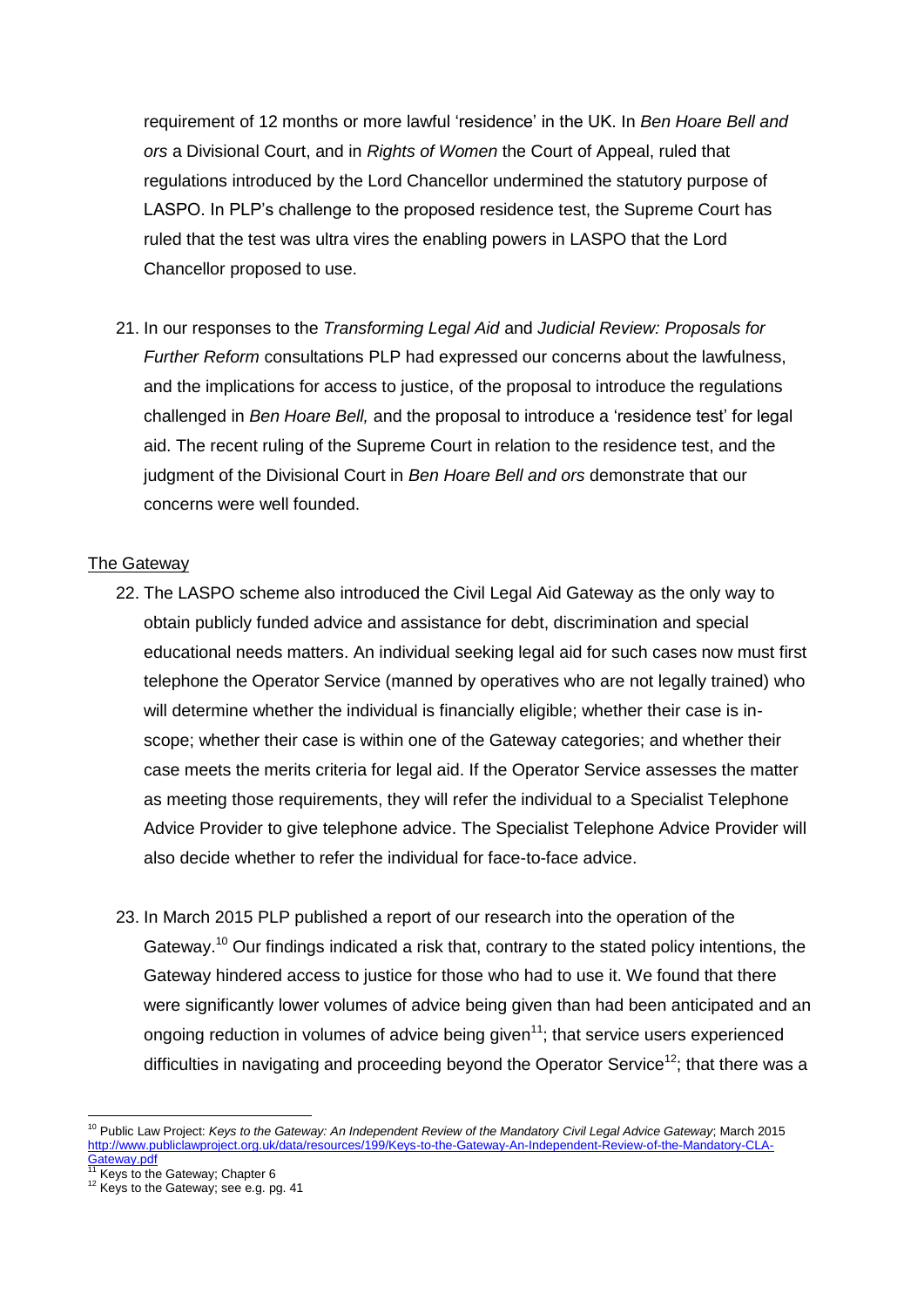requirement of 12 months or more lawful 'residence' in the UK. In *Ben Hoare Bell and ors* a Divisional Court, and in *Rights of Women* the Court of Appeal, ruled that regulations introduced by the Lord Chancellor undermined the statutory purpose of LASPO. In PLP's challenge to the proposed residence test, the Supreme Court has ruled that the test was ultra vires the enabling powers in LASPO that the Lord Chancellor proposed to use.

21. In our responses to the *Transforming Legal Aid* and *Judicial Review: Proposals for Further Reform* consultations PLP had expressed our concerns about the lawfulness, and the implications for access to justice, of the proposal to introduce the regulations challenged in *Ben Hoare Bell,* and the proposal to introduce a 'residence test' for legal aid. The recent ruling of the Supreme Court in relation to the residence test, and the judgment of the Divisional Court in *Ben Hoare Bell and ors* demonstrate that our concerns were well founded.

The Gateway

22. The LASPO scheme also introduced the Civil Legal Aid Gateway as the only way to obtain publicly funded advice and assistance for debt, discrimination and special educational needs matters. An individual seeking legal aid for such cases now must first telephone the Operator Service (manned by operatives who are not legally trained) who will determine whether the individual is financially eligible; whether their case is in-scope; whether their case is within one of the Gateway categories; and whether their case meets the merits criteria for legal aid. If the Operator Service assesses the matter as meeting those requirements, they will refer the individual to a Specialist Telephone Advice Provider to give telephone advice. The Specialist Telephone Advice Provider will also decide whether to refer the individual for face-to-face advice.

23. In March 2015 PLP published a report of our research into the operation of the Gateway.[10] Our findings indicated a risk that, contrary to the stated policy intentions, the Gateway hindered access to justice for those who had to use it. We found that there were significantly lower volumes of advice being given than had been anticipated and an ongoing reduction in volumes of advice being given[11]; that service users experienced difficulties in navigating and proceeding beyond the Operator Service[12]; that there was a

---

[10] Public Law Project: *Keys to the Gateway: An Independent Review of the Mandatory Civil Legal Advice Gateway*; March 2015 http://www.publiclawproject.org.uk/data/resources/199/Keys-to-the-Gateway-An-Independent-Review-of-the-Mandatory-CLA-Gateway.pdf

[11] Keys to the Gateway; Chapter 6

[12] Keys to the Gateway; see e.g. pg. 41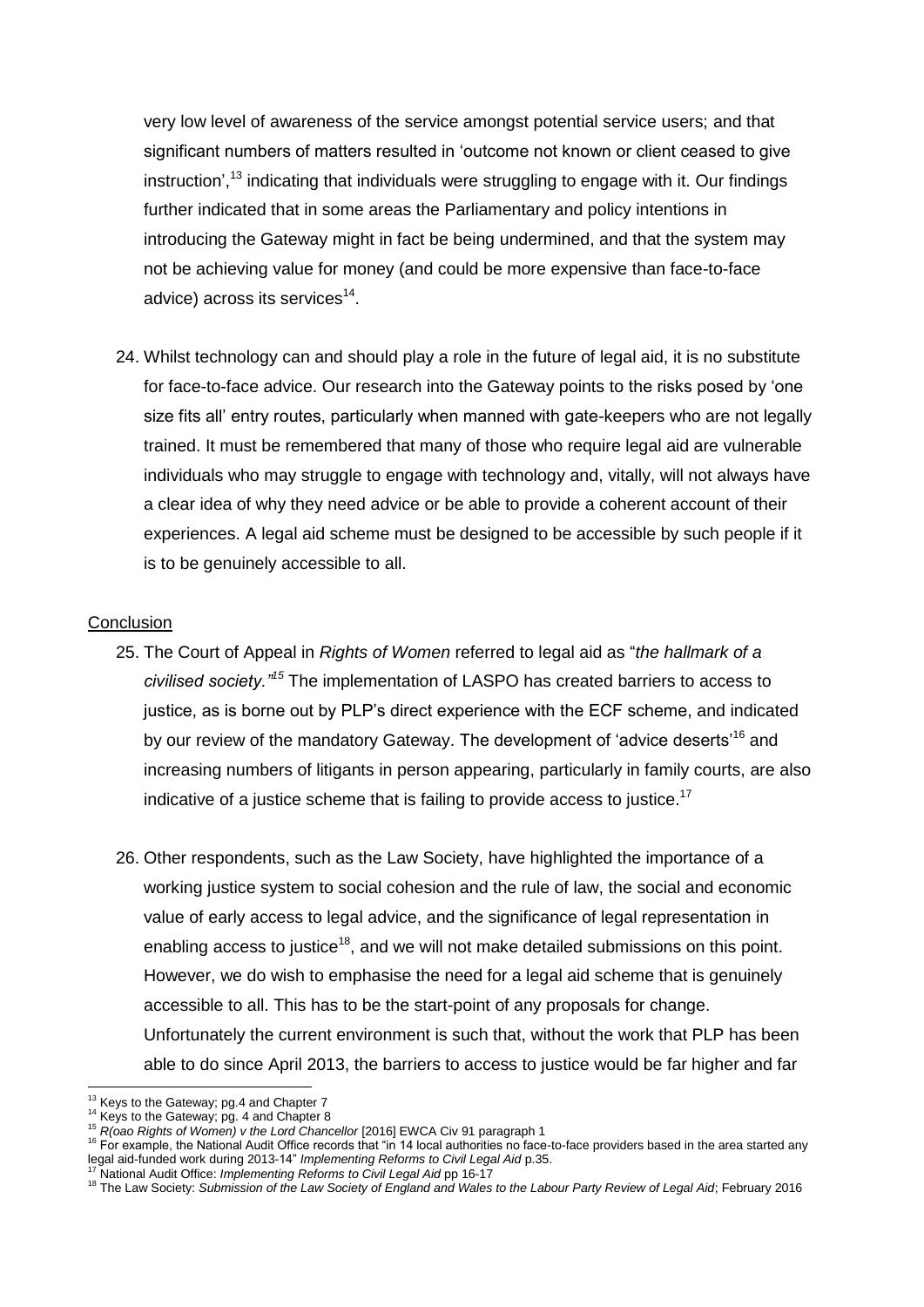very low level of awareness of the service amongst potential service users; and that significant numbers of matters resulted in 'outcome not known or client ceased to give instruction',[13] indicating that individuals were struggling to engage with it. Our findings further indicated that in some areas the Parliamentary and policy intentions in introducing the Gateway might in fact be being undermined, and that the system may not be achieving value for money (and could be more expensive than face-to-face advice) across its services[14].

24. Whilst technology can and should play a role in the future of legal aid, it is no substitute for face-to-face advice. Our research into the Gateway points to the risks posed by 'one size fits all' entry routes, particularly when manned with gate-keepers who are not legally trained. It must be remembered that many of those who require legal aid are vulnerable individuals who may struggle to engage with technology and, vitally, will not always have a clear idea of why they need advice or be able to provide a coherent account of their experiences. A legal aid scheme must be designed to be accessible by such people if it is to be genuinely accessible to all.

## Conclusion

25. The Court of Appeal in *Rights of Women* referred to legal aid as "*the hallmark of a civilised society.*"[15] The implementation of LASPO has created barriers to access to justice, as is borne out by PLP's direct experience with the ECF scheme, and indicated by our review of the mandatory Gateway. The development of 'advice deserts'[16] and increasing numbers of litigants in person appearing, particularly in family courts, are also indicative of a justice scheme that is failing to provide access to justice.[17]

26. Other respondents, such as the Law Society, have highlighted the importance of a working justice system to social cohesion and the rule of law, the social and economic value of early access to legal advice, and the significance of legal representation in enabling access to justice[18], and we will not make detailed submissions on this point. However, we do wish to emphasise the need for a legal aid scheme that is genuinely accessible to all. This has to be the start-point of any proposals for change. Unfortunately the current environment is such that, without the work that PLP has been able to do since April 2013, the barriers to access to justice would be far higher and far

---

[13] Keys to the Gateway; pg.4 and Chapter 7

[14] Keys to the Gateway; pg. 4 and Chapter 8

[15] *R(oao Rights of Women) v the Lord Chancellor* [2016] EWCA Civ 91 paragraph 1

[16] For example, the National Audit Office records that "in 14 local authorities no face-to-face providers based in the area started any legal aid-funded work during 2013-14" *Implementing Reforms to Civil Legal Aid* p.35.

[17] National Audit Office: *Implementing Reforms to Civil Legal Aid* pp 16-17

[18] The Law Society: *Submission of the Law Society of England and Wales to the Labour Party Review of Legal Aid*; February 2016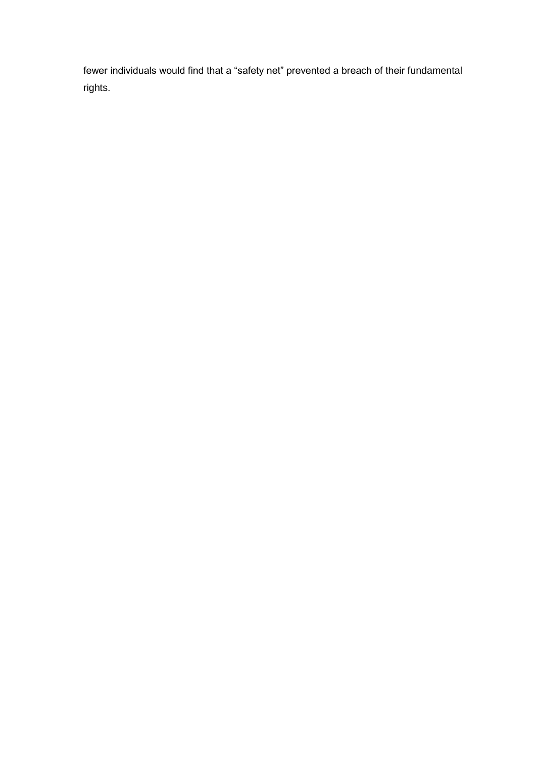fewer individuals would find that a “safety net” prevented a breach of their fundamental rights.